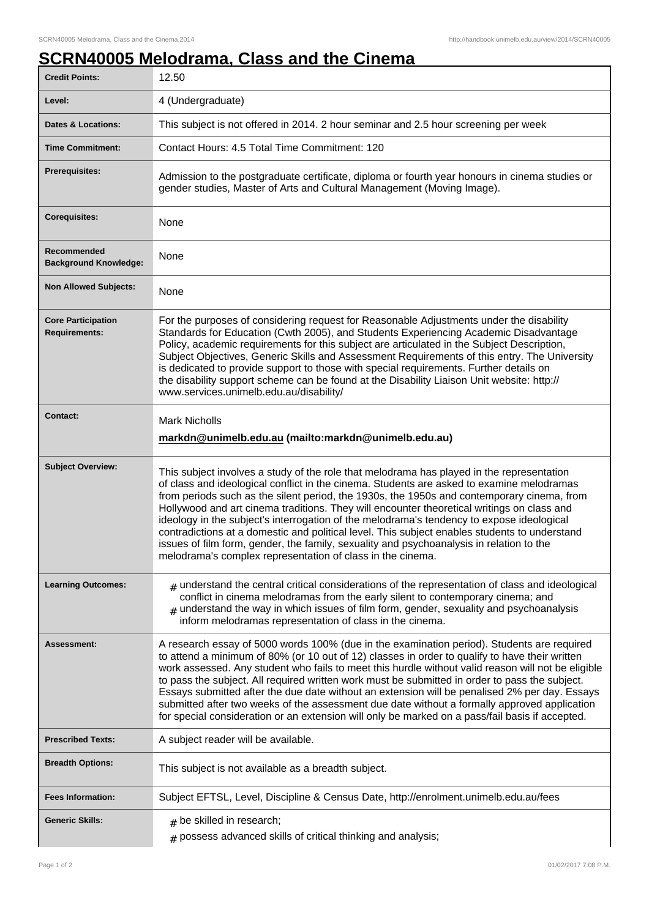# SCRN40005 Melodrama, Class and the Cinema

| | |
|---|---|
| **Credit Points:** | 12.50 |
| **Level:** | 4 (Undergraduate) |
| **Dates & Locations:** | This subject is not offered in 2014. 2 hour seminar and 2.5 hour screening per week |
| **Time Commitment:** | Contact Hours: 4.5 Total Time Commitment: 120 |
| **Prerequisites:** | Admission to the postgraduate certificate, diploma or fourth year honours in cinema studies or gender studies, Master of Arts and Cultural Management (Moving Image). |
| **Corequisites:** | None |
| **Recommended Background Knowledge:** | None |
| **Non Allowed Subjects:** | None |
| **Core Participation Requirements:** | For the purposes of considering request for Reasonable Adjustments under the disability Standards for Education (Cwth 2005), and Students Experiencing Academic Disadvantage Policy, academic requirements for this subject are articulated in the Subject Description, Subject Objectives, Generic Skills and Assessment Requirements of this entry. The University is dedicated to provide support to those with special requirements. Further details on the disability support scheme can be found at the Disability Liaison Unit website: http://www.services.unimelb.edu.au/disability/ |
| **Contact:** | Mark Nicholls<br>**markdn@unimelb.edu.au (mailto:markdn@unimelb.edu.au)** |
| **Subject Overview:** | This subject involves a study of the role that melodrama has played in the representation of class and ideological conflict in the cinema. Students are asked to examine melodramas from periods such as the silent period, the 1930s, the 1950s and contemporary cinema, from Hollywood and art cinema traditions. They will encounter theoretical writings on class and ideology in the subject's interrogation of the melodrama's tendency to expose ideological contradictions at a domestic and political level. This subject enables students to understand issues of film form, gender, the family, sexuality and psychoanalysis in relation to the melodrama's complex representation of class in the cinema. |
| **Learning Outcomes:** | # understand the central critical considerations of the representation of class and ideological conflict in cinema melodramas from the early silent to contemporary cinema; and<br># understand the way in which issues of film form, gender, sexuality and psychoanalysis inform melodramas representation of class in the cinema. |
| **Assessment:** | A research essay of 5000 words 100% (due in the examination period). Students are required to attend a minimum of 80% (or 10 out of 12) classes in order to qualify to have their written work assessed. Any student who fails to meet this hurdle without valid reason will not be eligible to pass the subject. All required written work must be submitted in order to pass the subject. Essays submitted after the due date without an extension will be penalised 2% per day. Essays submitted after two weeks of the assessment due date without a formally approved application for special consideration or an extension will only be marked on a pass/fail basis if accepted. |
| **Prescribed Texts:** | A subject reader will be available. |
| **Breadth Options:** | This subject is not available as a breadth subject. |
| **Fees Information:** | Subject EFTSL, Level, Discipline & Census Date, http://enrolment.unimelb.edu.au/fees |
| **Generic Skills:** | # be skilled in research;<br># possess advanced skills of critical thinking and analysis; |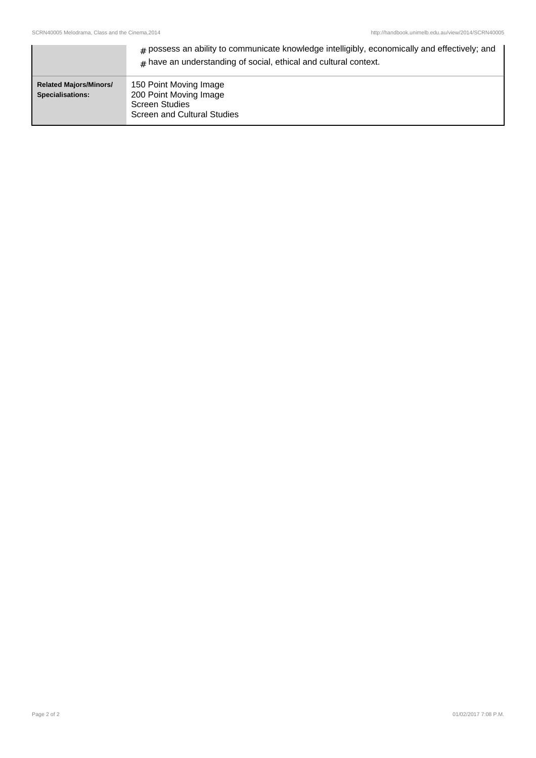| | |
|---|---|
| | # possess an ability to communicate knowledge intelligibly, economically and effectively; and<br># have an understanding of social, ethical and cultural context. |
| **Related Majors/Minors/ Specialisations:** | 150 Point Moving Image<br>200 Point Moving Image<br>Screen Studies<br>Screen and Cultural Studies |